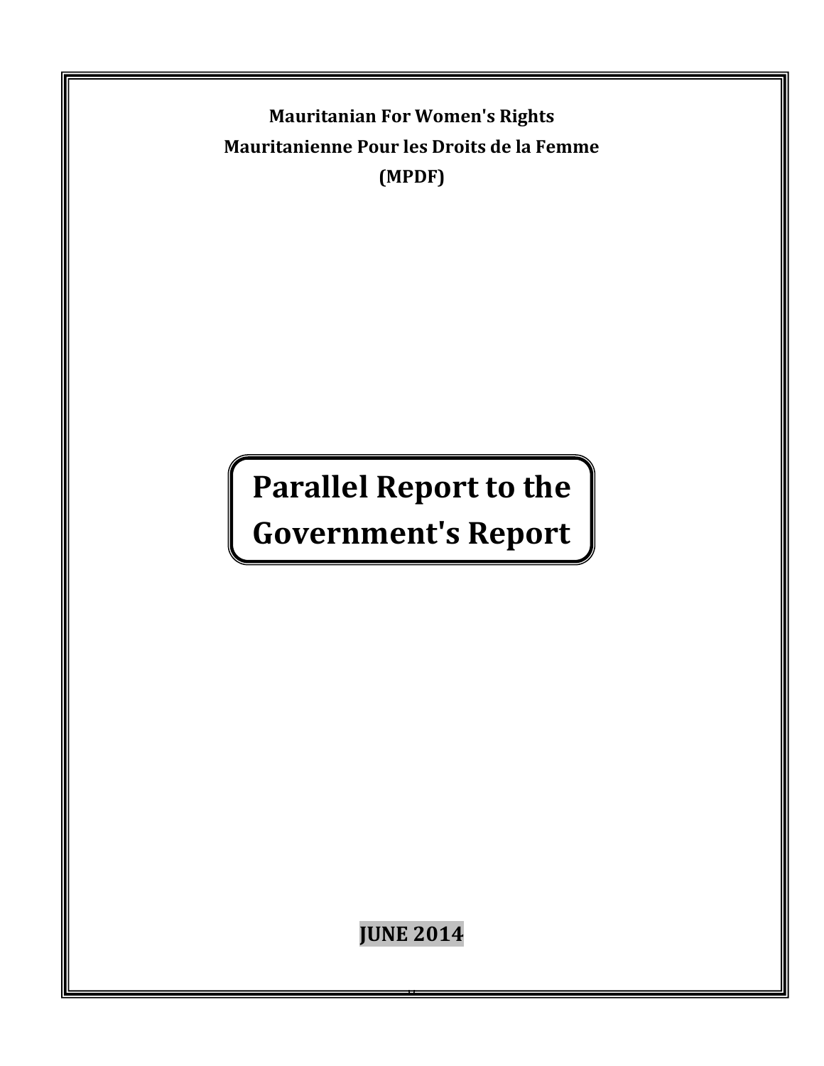**Mauritanian For Women's Rights**

**Mauritanienne Pour les Droits de la Femme**

**(MPDF)**

# Parallel Report to the Government's Report

**JUNE 2014**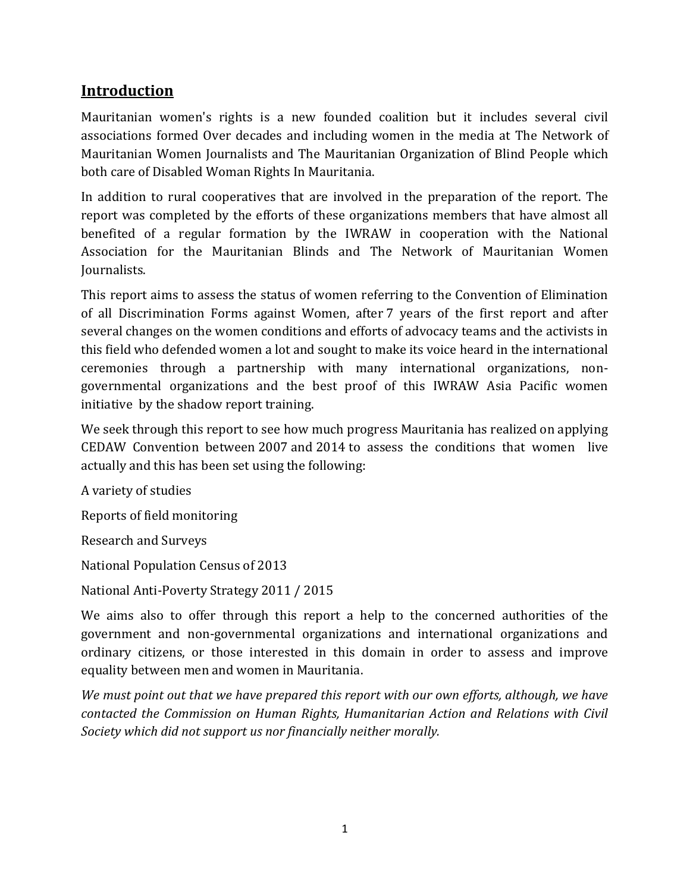## Introduction

Mauritanian women's rights is a new founded coalition but it includes several civil associations formed Over decades and including women in the media at The Network of Mauritanian Women Journalists and The Mauritanian Organization of Blind People which both care of Disabled Woman Rights In Mauritania.

In addition to rural cooperatives that are involved in the preparation of the report. The report was completed by the efforts of these organizations members that have almost all benefited of a regular formation by the IWRAW in cooperation with the National Association for the Mauritanian Blinds and The Network of Mauritanian Women Journalists.

This report aims to assess the status of women referring to the Convention of Elimination of all Discrimination Forms against Women, after 7 years of the first report and after several changes on the women conditions and efforts of advocacy teams and the activists in this field who defended women a lot and sought to make its voice heard in the international ceremonies through a partnership with many international organizations, non-governmental organizations and the best proof of this IWRAW Asia Pacific women initiative by the shadow report training.

We seek through this report to see how much progress Mauritania has realized on applying CEDAW Convention between 2007 and 2014 to assess the conditions that women live actually and this has been set using the following:

A variety of studies

Reports of field monitoring

Research and Surveys

National Population Census of 2013

National Anti-Poverty Strategy 2011 / 2015

We aims also to offer through this report a help to the concerned authorities of the government and non-governmental organizations and international organizations and ordinary citizens, or those interested in this domain in order to assess and improve equality between men and women in Mauritania.

*We must point out that we have prepared this report with our own efforts, although, we have contacted the Commission on Human Rights, Humanitarian Action and Relations with Civil Society which did not support us nor financially neither morally.*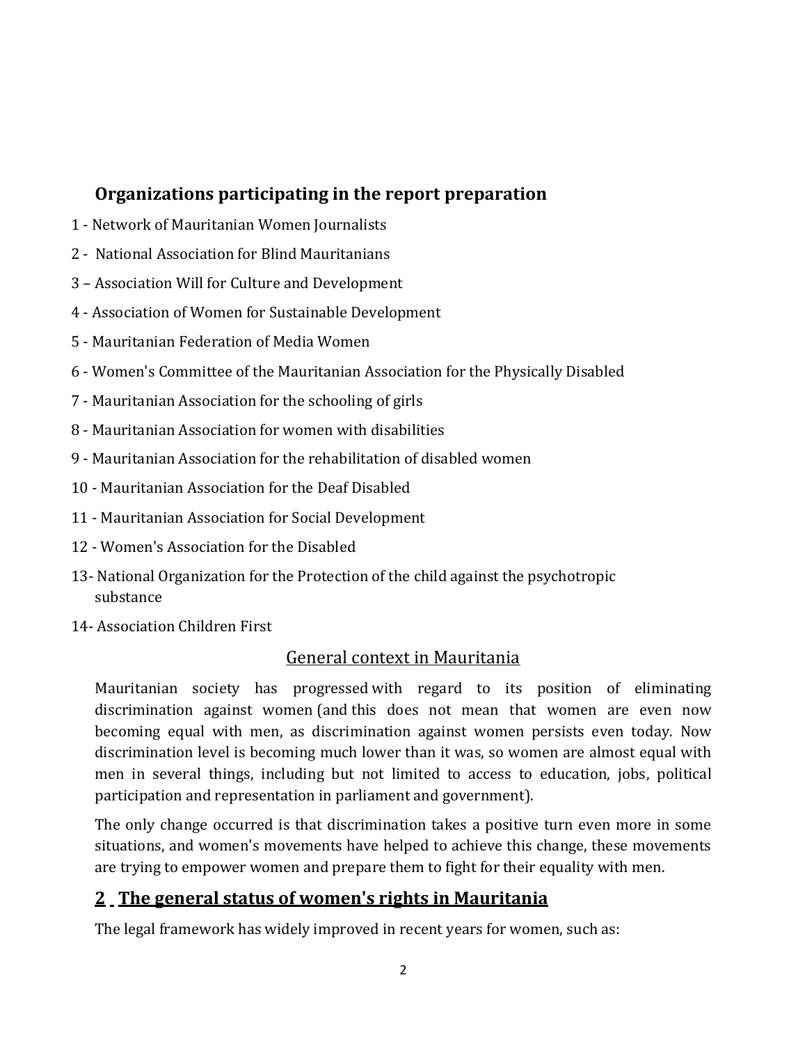## Organizations participating in the report preparation

1 - Network of Mauritanian Women Journalists

2 - National Association for Blind Mauritanians

3 – Association Will for Culture and Development

4 - Association of Women for Sustainable Development

5 - Mauritanian Federation of Media Women

6 - Women's Committee of the Mauritanian Association for the Physically Disabled

7 - Mauritanian Association for the schooling of girls

8 - Mauritanian Association for women with disabilities

9 - Mauritanian Association for the rehabilitation of disabled women

10 - Mauritanian Association for the Deaf Disabled

11 - Mauritanian Association for Social Development

12 - Women's Association for the Disabled

13- National Organization for the Protection of the child against the psychotropic substance

14- Association Children First

### General context in Mauritania

Mauritanian society has progressed with regard to its position of eliminating discrimination against women (and this does not mean that women are even now becoming equal with men, as discrimination against women persists even today. Now discrimination level is becoming much lower than it was, so women are almost equal with men in several things, including but not limited to access to education, jobs, political participation and representation in parliament and government).

The only change occurred is that discrimination takes a positive turn even more in some situations, and women's movements have helped to achieve this change, these movements are trying to empower women and prepare them to fight for their equality with men.

## 2 The general status of women's rights in Mauritania

The legal framework has widely improved in recent years for women, such as: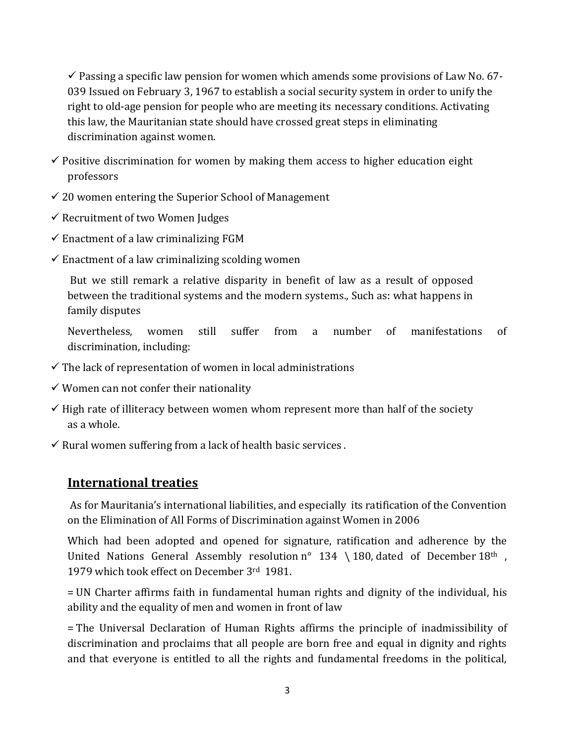✓ Passing a specific law pension for women which amends some provisions of Law No. 67-039 Issued on February 3, 1967 to establish a social security system in order to unify the right to old-age pension for people who are meeting its necessary conditions. Activating this law, the Mauritanian state should have crossed great steps in eliminating discrimination against women.

✓ Positive discrimination for women by making them access to higher education eight professors

✓ 20 women entering the Superior School of Management

✓ Recruitment of two Women Judges

✓ Enactment of a law criminalizing FGM

✓ Enactment of a law criminalizing scolding women

But we still remark a relative disparity in benefit of law as a result of opposed between the traditional systems and the modern systems., Such as: what happens in family disputes

Nevertheless, women still suffer from a number of manifestations of discrimination, including:

✓ The lack of representation of women in local administrations

✓ Women can not confer their nationality

✓ High rate of illiteracy between women whom represent more than half of the society as a whole.

✓ Rural women suffering from a lack of health basic services .

## International treaties

As for Mauritania's international liabilities, and especially its ratification of the Convention on the Elimination of All Forms of Discrimination against Women in 2006

Which had been adopted and opened for signature, ratification and adherence by the United Nations General Assembly resolution n° 134 \ 180, dated of December 18th , 1979 which took effect on December 3rd 1981.

= UN Charter affirms faith in fundamental human rights and dignity of the individual, his ability and the equality of men and women in front of law

= The Universal Declaration of Human Rights affirms the principle of inadmissibility of discrimination and proclaims that all people are born free and equal in dignity and rights and that everyone is entitled to all the rights and fundamental freedoms in the political,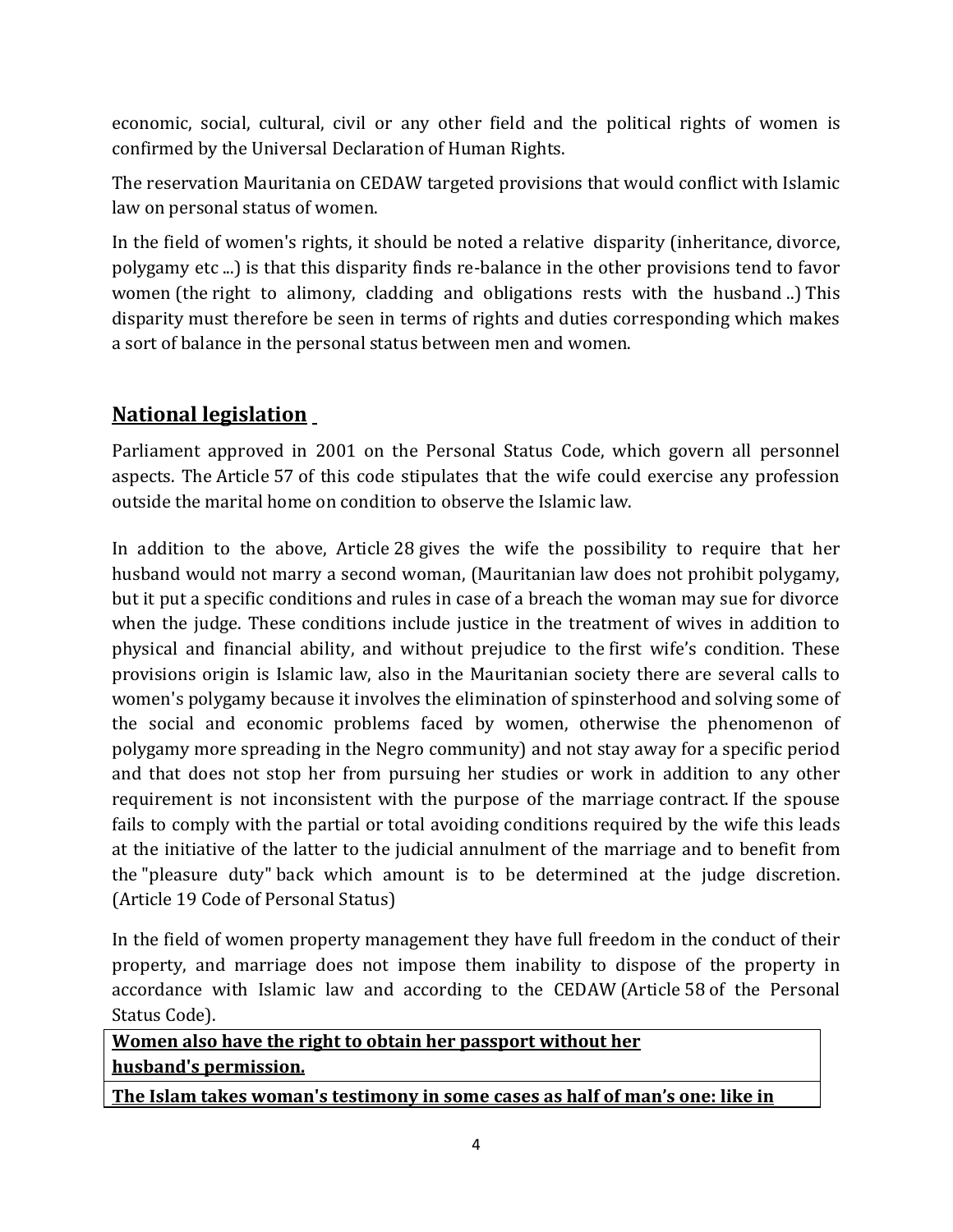economic, social, cultural, civil or any other field and the political rights of women is confirmed by the Universal Declaration of Human Rights.

The reservation Mauritania on CEDAW targeted provisions that would conflict with Islamic law on personal status of women.

In the field of women's rights, it should be noted a relative disparity (inheritance, divorce, polygamy etc ...) is that this disparity finds re-balance in the other provisions tend to favor women (the right to alimony, cladding and obligations rests with the husband ..) This disparity must therefore be seen in terms of rights and duties corresponding which makes a sort of balance in the personal status between men and women.

## National legislation

Parliament approved in 2001 on the Personal Status Code, which govern all personnel aspects. The Article 57 of this code stipulates that the wife could exercise any profession outside the marital home on condition to observe the Islamic law.

In addition to the above, Article 28 gives the wife the possibility to require that her husband would not marry a second woman, (Mauritanian law does not prohibit polygamy, but it put a specific conditions and rules in case of a breach the woman may sue for divorce when the judge. These conditions include justice in the treatment of wives in addition to physical and financial ability, and without prejudice to the first wife's condition. These provisions origin is Islamic law, also in the Mauritanian society there are several calls to women's polygamy because it involves the elimination of spinsterhood and solving some of the social and economic problems faced by women, otherwise the phenomenon of polygamy more spreading in the Negro community) and not stay away for a specific period and that does not stop her from pursuing her studies or work in addition to any other requirement is not inconsistent with the purpose of the marriage contract. If the spouse fails to comply with the partial or total avoiding conditions required by the wife this leads at the initiative of the latter to the judicial annulment of the marriage and to benefit from the "pleasure duty" back which amount is to be determined at the judge discretion. (Article 19 Code of Personal Status)

In the field of women property management they have full freedom in the conduct of their property, and marriage does not impose them inability to dispose of the property in accordance with Islamic law and according to the CEDAW (Article 58 of the Personal Status Code).

| **<u>Women also have the right to obtain her passport without her husband's permission.</u>** |
|---|
| **<u>The Islam takes woman's testimony in some cases as half of man's one: like in</u>** |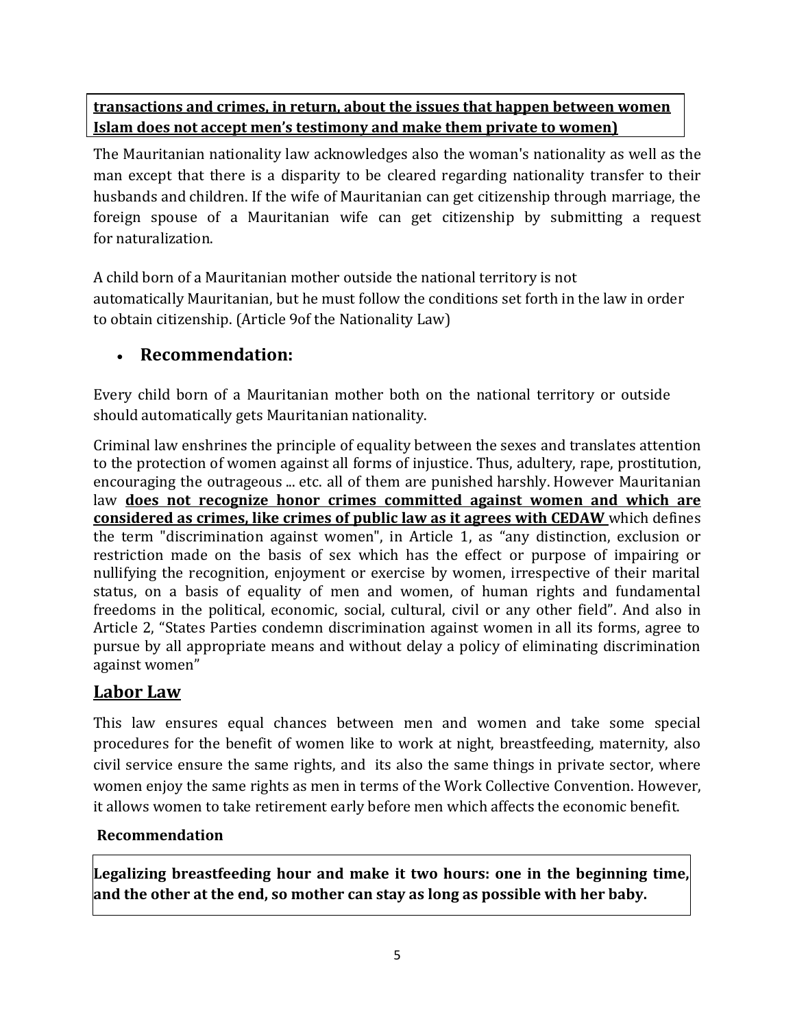**transactions and crimes, in return, about the issues that happen between women Islam does not accept men's testimony and make them private to women)**

The Mauritanian nationality law acknowledges also the woman's nationality as well as the man except that there is a disparity to be cleared regarding nationality transfer to their husbands and children. If the wife of Mauritanian can get citizenship through marriage, the foreign spouse of a Mauritanian wife can get citizenship by submitting a request for naturalization.

A child born of a Mauritanian mother outside the national territory is not automatically Mauritanian, but he must follow the conditions set forth in the law in order to obtain citizenship. (Article 9of the Nationality Law)

- **Recommendation:**

Every child born of a Mauritanian mother both on the national territory or outside should automatically gets Mauritanian nationality.

Criminal law enshrines the principle of equality between the sexes and translates attention to the protection of women against all forms of injustice. Thus, adultery, rape, prostitution, encouraging the outrageous ... etc. all of them are punished harshly. However Mauritanian law **does not recognize honor crimes committed against women and which are considered as crimes, like crimes of public law as it agrees with CEDAW** which defines the term "discrimination against women", in Article 1, as "any distinction, exclusion or restriction made on the basis of sex which has the effect or purpose of impairing or nullifying the recognition, enjoyment or exercise by women, irrespective of their marital status, on a basis of equality of men and women, of human rights and fundamental freedoms in the political, economic, social, cultural, civil or any other field". And also in Article 2, "States Parties condemn discrimination against women in all its forms, agree to pursue by all appropriate means and without delay a policy of eliminating discrimination against women"

## Labor Law

This law ensures equal chances between men and women and take some special procedures for the benefit of women like to work at night, breastfeeding, maternity, also civil service ensure the same rights, and its also the same things in private sector, where women enjoy the same rights as men in terms of the Work Collective Convention. However, it allows women to take retirement early before men which affects the economic benefit.

**Recommendation**

**Legalizing breastfeeding hour and make it two hours: one in the beginning time, and the other at the end, so mother can stay as long as possible with her baby.**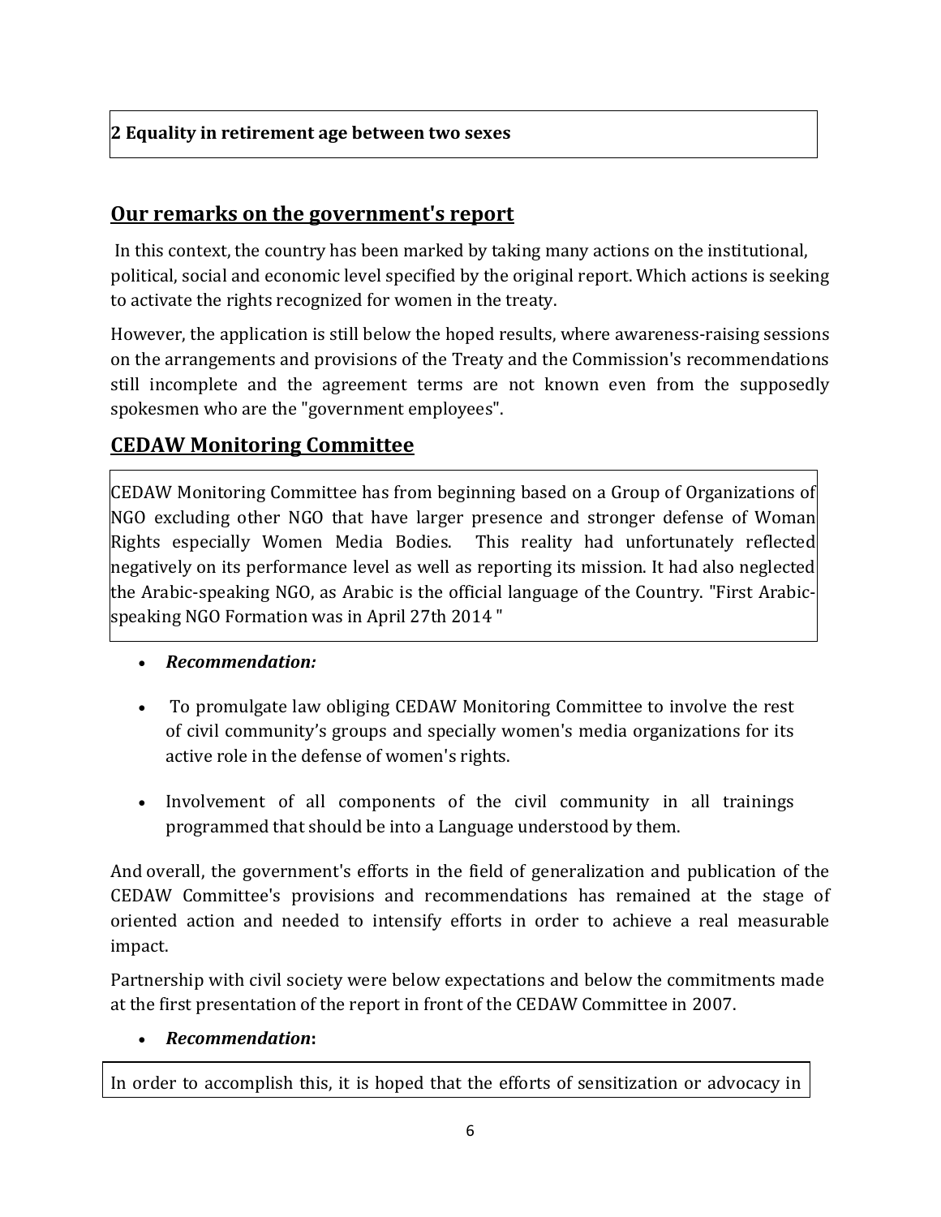**2 Equality in retirement age between two sexes**

## Our remarks on the government's report

In this context, the country has been marked by taking many actions on the institutional, political, social and economic level specified by the original report. Which actions is seeking to activate the rights recognized for women in the treaty.

However, the application is still below the hoped results, where awareness-raising sessions on the arrangements and provisions of the Treaty and the Commission's recommendations still incomplete and the agreement terms are not known even from the supposedly spokesmen who are the "government employees".

## CEDAW Monitoring Committee

CEDAW Monitoring Committee has from beginning based on a Group of Organizations of NGO excluding other NGO that have larger presence and stronger defense of Woman Rights especially Women Media Bodies. This reality had unfortunately reflected negatively on its performance level as well as reporting its mission. It had also neglected the Arabic-speaking NGO, as Arabic is the official language of the Country. "First Arabic-speaking NGO Formation was in April 27th 2014 "

- ***Recommendation:***
- To promulgate law obliging CEDAW Monitoring Committee to involve the rest of civil community's groups and specially women's media organizations for its active role in the defense of women's rights.
- Involvement of all components of the civil community in all trainings programmed that should be into a Language understood by them.

And overall, the government's efforts in the field of generalization and publication of the CEDAW Committee's provisions and recommendations has remained at the stage of oriented action and needed to intensify efforts in order to achieve a real measurable impact.

Partnership with civil society were below expectations and below the commitments made at the first presentation of the report in front of the CEDAW Committee in 2007.

- ***Recommendation*:**

In order to accomplish this, it is hoped that the efforts of sensitization or advocacy in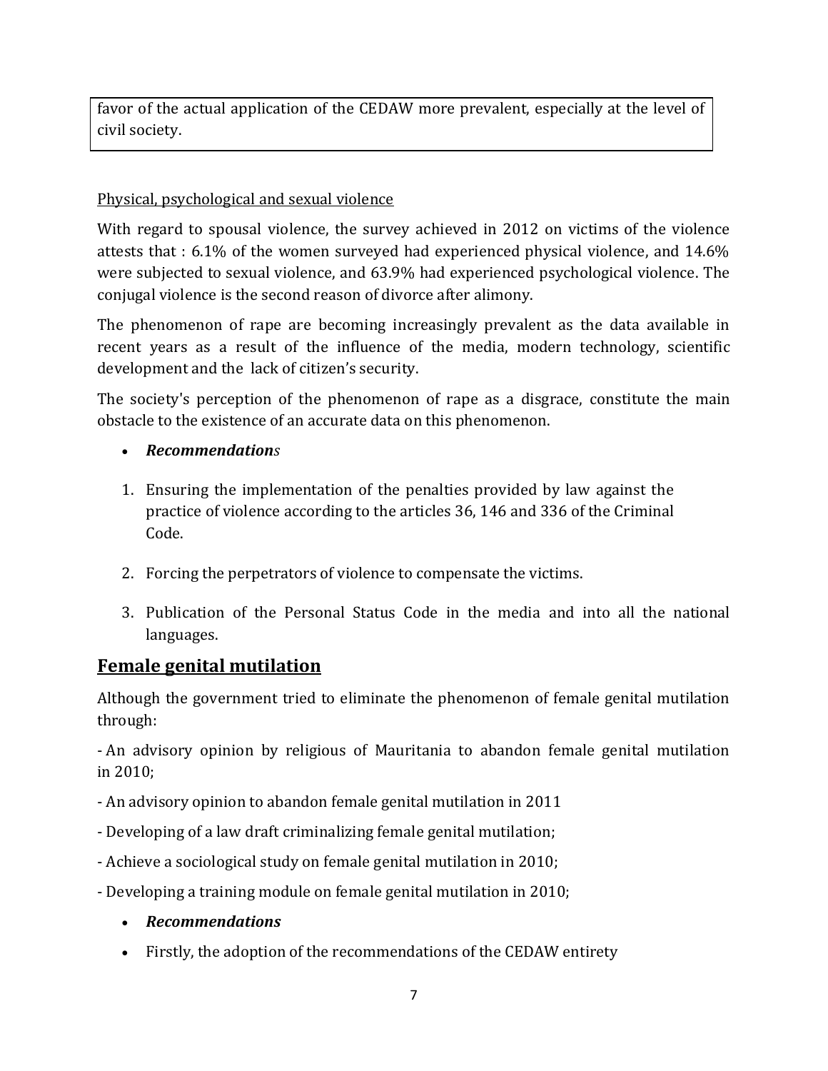favor of the actual application of the CEDAW more prevalent, especially at the level of civil society.

Physical, psychological and sexual violence

With regard to spousal violence, the survey achieved in 2012 on victims of the violence attests that : 6.1% of the women surveyed had experienced physical violence, and 14.6% were subjected to sexual violence, and 63.9% had experienced psychological violence. The conjugal violence is the second reason of divorce after alimony.

The phenomenon of rape are becoming increasingly prevalent as the data available in recent years as a result of the influence of the media, modern technology, scientific development and the lack of citizen's security.

The society's perception of the phenomenon of rape as a disgrace, constitute the main obstacle to the existence of an accurate data on this phenomenon.

- ***Recommendations***

1. Ensuring the implementation of the penalties provided by law against the practice of violence according to the articles 36, 146 and 336 of the Criminal Code.

2. Forcing the perpetrators of violence to compensate the victims.

3. Publication of the Personal Status Code in the media and into all the national languages.

## Female genital mutilation

Although the government tried to eliminate the phenomenon of female genital mutilation through:

- An advisory opinion by religious of Mauritania to abandon female genital mutilation in 2010;

- An advisory opinion to abandon female genital mutilation in 2011

- Developing of a law draft criminalizing female genital mutilation;

- Achieve a sociological study on female genital mutilation in 2010;

- Developing a training module on female genital mutilation in 2010;

- ***Recommendations***
- Firstly, the adoption of the recommendations of the CEDAW entirety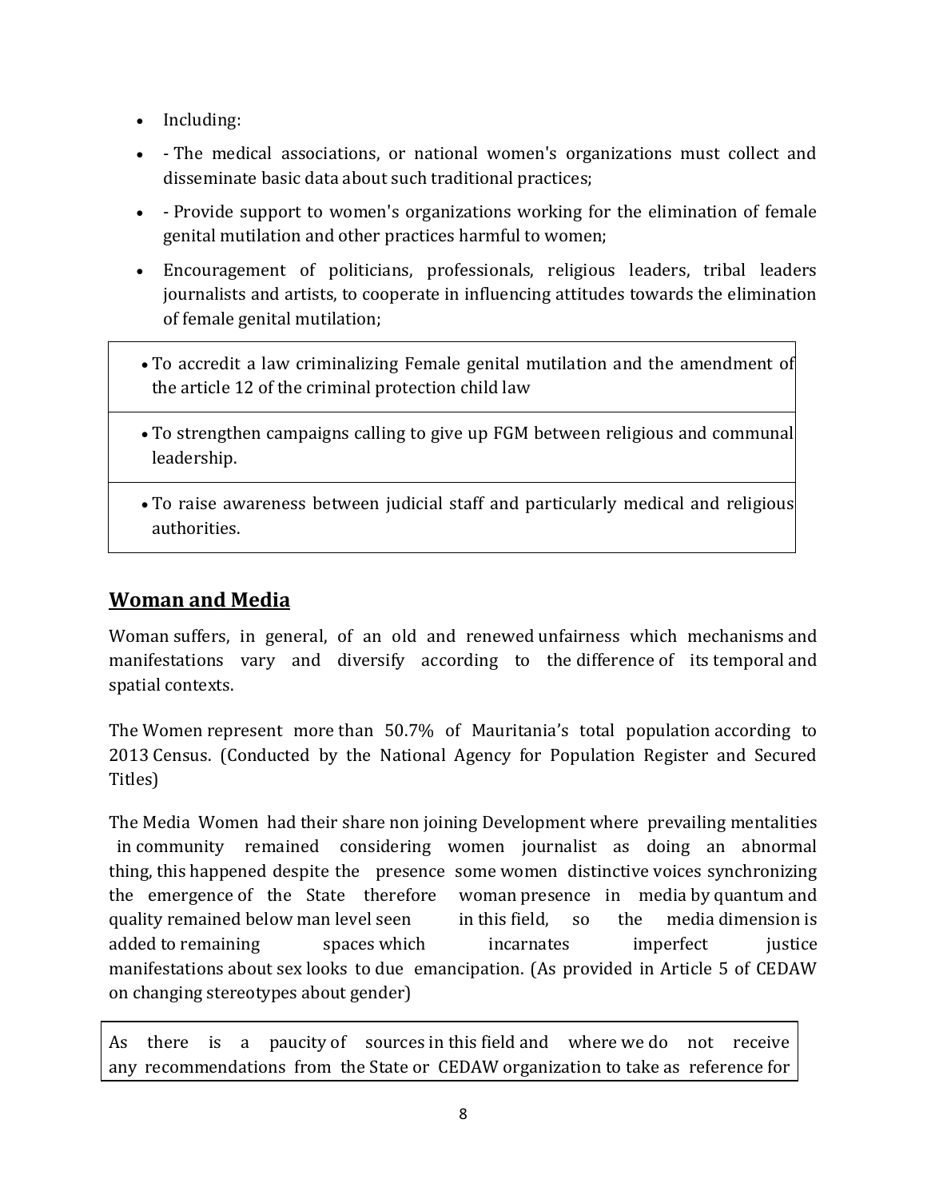- Including:
- - The medical associations, or national women's organizations must collect and disseminate basic data about such traditional practices;
- - Provide support to women's organizations working for the elimination of female genital mutilation and other practices harmful to women;
- Encouragement of politicians, professionals, religious leaders, tribal leaders journalists and artists, to cooperate in influencing attitudes towards the elimination of female genital mutilation;

| |
|---|
| • To accredit a law criminalizing Female genital mutilation and the amendment of the article 12 of the criminal protection child law |
| • To strengthen campaigns calling to give up FGM between religious and communal leadership. |
| • To raise awareness between judicial staff and particularly medical and religious authorities. |

## Woman and Media

Woman suffers, in general, of an old and renewed unfairness which mechanisms and manifestations vary and diversify according to the difference of its temporal and spatial contexts.

The Women represent more than 50.7% of Mauritania's total population according to 2013 Census. (Conducted by the National Agency for Population Register and Secured Titles)

The Media Women had their share non joining Development where prevailing mentalities in community remained considering women journalist as doing an abnormal thing, this happened despite the presence some women distinctive voices synchronizing the emergence of the State therefore woman presence in media by quantum and quality remained below man level seen in this field, so the media dimension is added to remaining spaces which incarnates imperfect justice manifestations about sex looks to due emancipation. (As provided in Article 5 of CEDAW on changing stereotypes about gender)

As there is a paucity of sources in this field and where we do not receive any recommendations from the State or CEDAW organization to take as reference for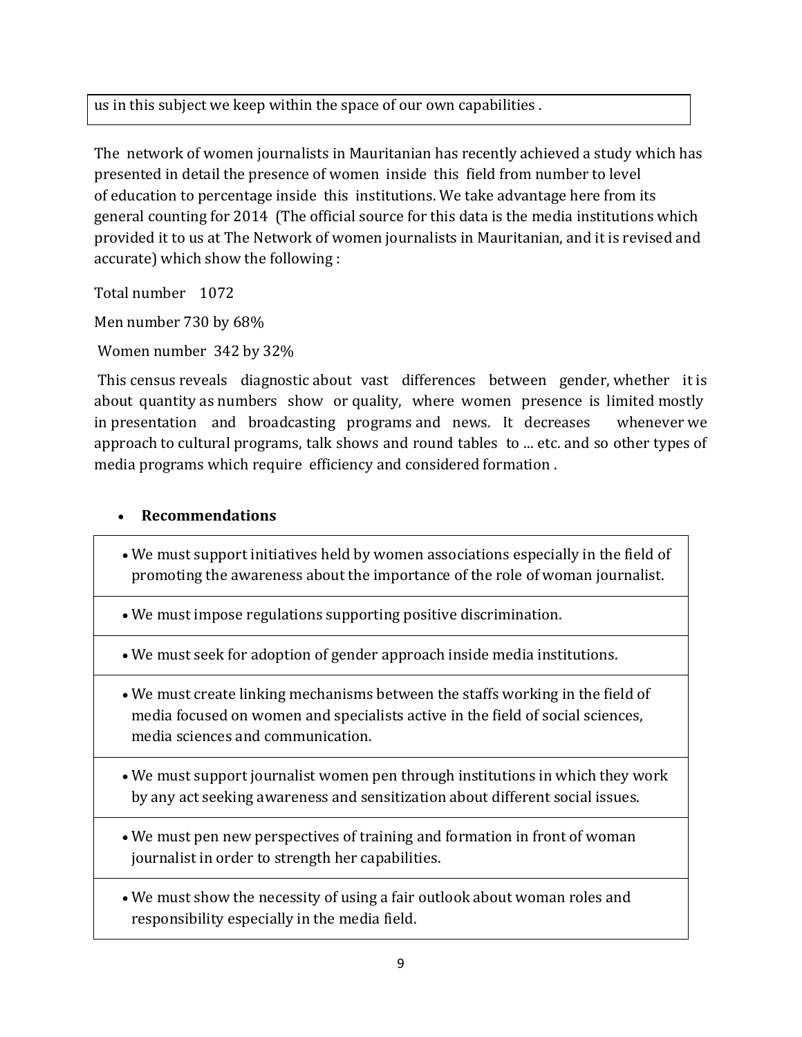us in this subject we keep within the space of our own capabilities .

The network of women journalists in Mauritanian has recently achieved a study which has presented in detail the presence of women inside this field from number to level of education to percentage inside this institutions. We take advantage here from its general counting for 2014 (The official source for this data is the media institutions which provided it to us at The Network of women journalists in Mauritanian, and it is revised and accurate) which show the following :

Total number 1072

Men number 730 by 68%

Women number 342 by 32%

This census reveals diagnostic about vast differences between gender, whether it is about quantity as numbers show or quality, where women presence is limited mostly in presentation and broadcasting programs and news. It decreases whenever we approach to cultural programs, talk shows and round tables to ... etc. and so other types of media programs which require efficiency and considered formation .

- **Recommendations**

- We must support initiatives held by women associations especially in the field of promoting the awareness about the importance of the role of woman journalist.
- We must impose regulations supporting positive discrimination.
- We must seek for adoption of gender approach inside media institutions.
- We must create linking mechanisms between the staffs working in the field of media focused on women and specialists active in the field of social sciences, media sciences and communication.
- We must support journalist women pen through institutions in which they work by any act seeking awareness and sensitization about different social issues.
- We must pen new perspectives of training and formation in front of woman journalist in order to strength her capabilities.
- We must show the necessity of using a fair outlook about woman roles and responsibility especially in the media field.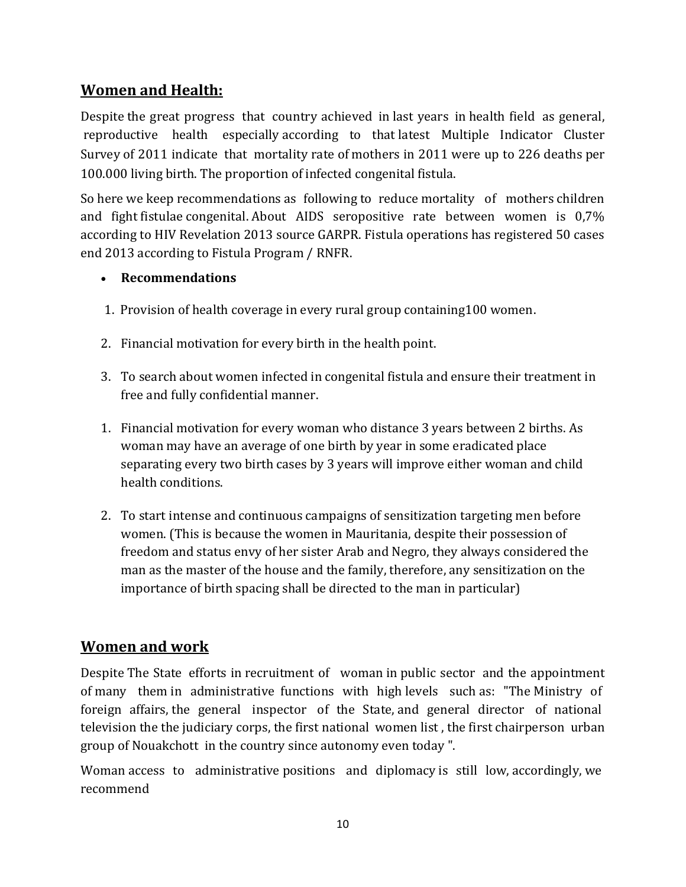## Women and Health:

Despite the great progress that country achieved in last years in health field as general, reproductive health especially according to that latest Multiple Indicator Cluster Survey of 2011 indicate that mortality rate of mothers in 2011 were up to 226 deaths per 100.000 living birth. The proportion of infected congenital fistula.

So here we keep recommendations as following to reduce mortality of mothers children and fight fistulae congenital. About AIDS seropositive rate between women is 0,7% according to HIV Revelation 2013 source GARPR. Fistula operations has registered 50 cases end 2013 according to Fistula Program / RNFR.

- **Recommendations**

1. Provision of health coverage in every rural group containing100 women.
2. Financial motivation for every birth in the health point.
3. To search about women infected in congenital fistula and ensure their treatment in free and fully confidential manner.

1. Financial motivation for every woman who distance 3 years between 2 births. As woman may have an average of one birth by year in some eradicated place separating every two birth cases by 3 years will improve either woman and child health conditions.
2. To start intense and continuous campaigns of sensitization targeting men before women. (This is because the women in Mauritania, despite their possession of freedom and status envy of her sister Arab and Negro, they always considered the man as the master of the house and the family, therefore, any sensitization on the importance of birth spacing shall be directed to the man in particular)

## Women and work

Despite The State efforts in recruitment of woman in public sector and the appointment of many them in administrative functions with high levels such as: "The Ministry of foreign affairs, the general inspector of the State, and general director of national television the the judiciary corps, the first national women list , the first chairperson urban group of Nouakchott in the country since autonomy even today ".

Woman access to administrative positions and diplomacy is still low, accordingly, we recommend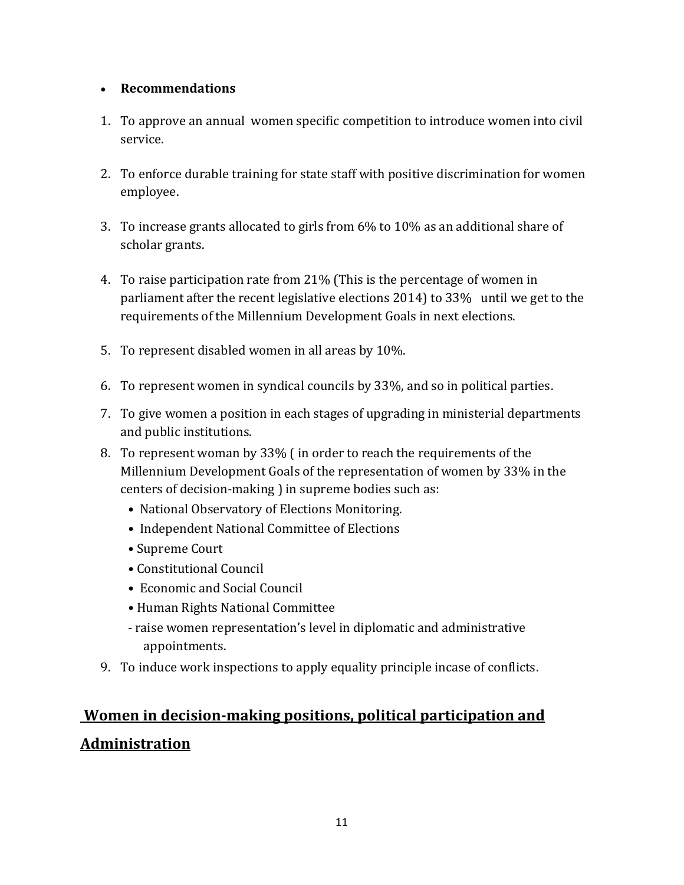- **Recommendations**

1. To approve an annual women specific competition to introduce women into civil service.

2. To enforce durable training for state staff with positive discrimination for women employee.

3. To increase grants allocated to girls from 6% to 10% as an additional share of scholar grants.

4. To raise participation rate from 21% (This is the percentage of women in parliament after the recent legislative elections 2014) to 33% until we get to the requirements of the Millennium Development Goals in next elections.

5. To represent disabled women in all areas by 10%.

6. To represent women in syndical councils by 33%, and so in political parties.

7. To give women a position in each stages of upgrading in ministerial departments and public institutions.

8. To represent woman by 33% ( in order to reach the requirements of the Millennium Development Goals of the representation of women by 33% in the centers of decision-making ) in supreme bodies such as:
   - National Observatory of Elections Monitoring.
   - Independent National Committee of Elections
   - Supreme Court
   - Constitutional Council
   - Economic and Social Council
   - Human Rights National Committee

   - raise women representation's level in diplomatic and administrative appointments.

9. To induce work inspections to apply equality principle incase of conflicts.

## Women in decision-making positions, political participation and Administration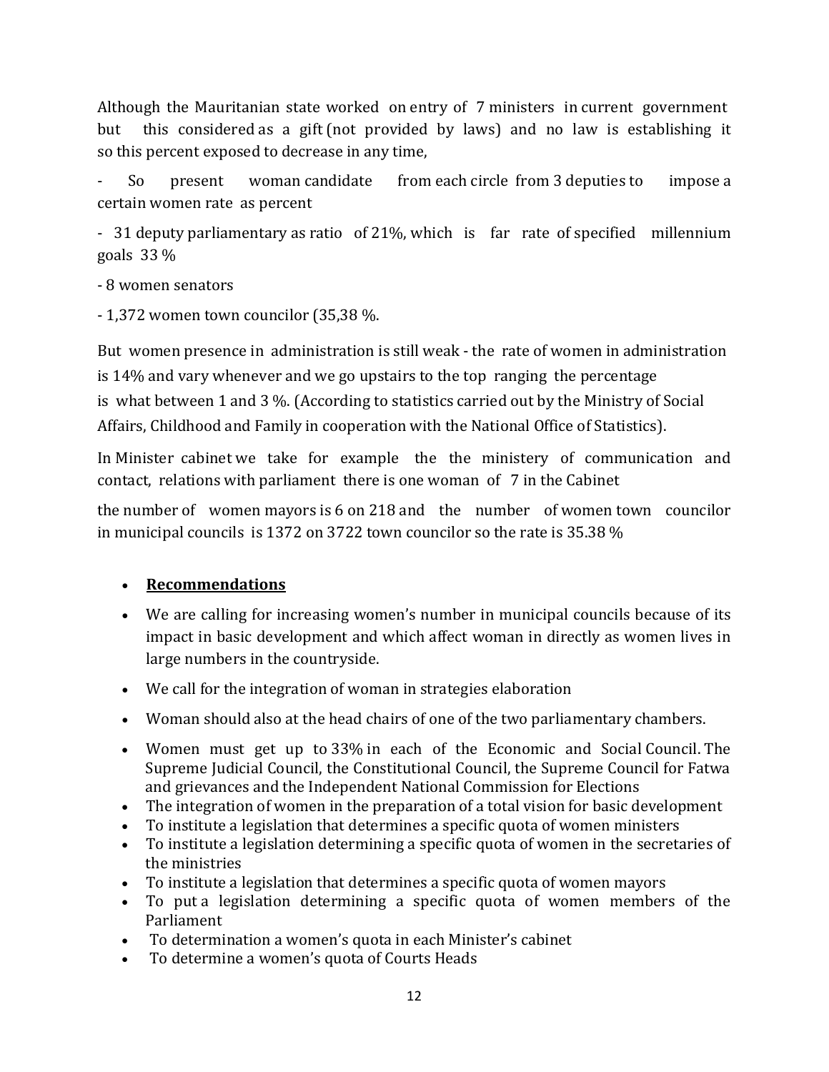Although the Mauritanian state worked on entry of 7 ministers in current government but this considered as a gift (not provided by laws) and no law is establishing it so this percent exposed to decrease in any time,

- So present woman candidate from each circle from 3 deputies to impose a certain women rate as percent
- 31 deputy parliamentary as ratio of 21%, which is far rate of specified millennium goals 33 %
- 8 women senators
- 1,372 women town councilor (35,38 %.

But women presence in administration is still weak - the rate of women in administration is 14% and vary whenever and we go upstairs to the top ranging the percentage is what between 1 and 3 %. (According to statistics carried out by the Ministry of Social Affairs, Childhood and Family in cooperation with the National Office of Statistics).

In Minister cabinet we take for example the the ministery of communication and contact, relations with parliament there is one woman of 7 in the Cabinet

the number of women mayors is 6 on 218 and the number of women town councilor in municipal councils is 1372 on 3722 town councilor so the rate is 35.38 %

- **Recommendations**
- We are calling for increasing women's number in municipal councils because of its impact in basic development and which affect woman in directly as women lives in large numbers in the countryside.
- We call for the integration of woman in strategies elaboration
- Woman should also at the head chairs of one of the two parliamentary chambers.
- Women must get up to 33% in each of the Economic and Social Council. The Supreme Judicial Council, the Constitutional Council, the Supreme Council for Fatwa and grievances and the Independent National Commission for Elections
- The integration of women in the preparation of a total vision for basic development
- To institute a legislation that determines a specific quota of women ministers
- To institute a legislation determining a specific quota of women in the secretaries of the ministries
- To institute a legislation that determines a specific quota of women mayors
- To put a legislation determining a specific quota of women members of the Parliament
- To determination a women's quota in each Minister's cabinet
- To determine a women's quota of Courts Heads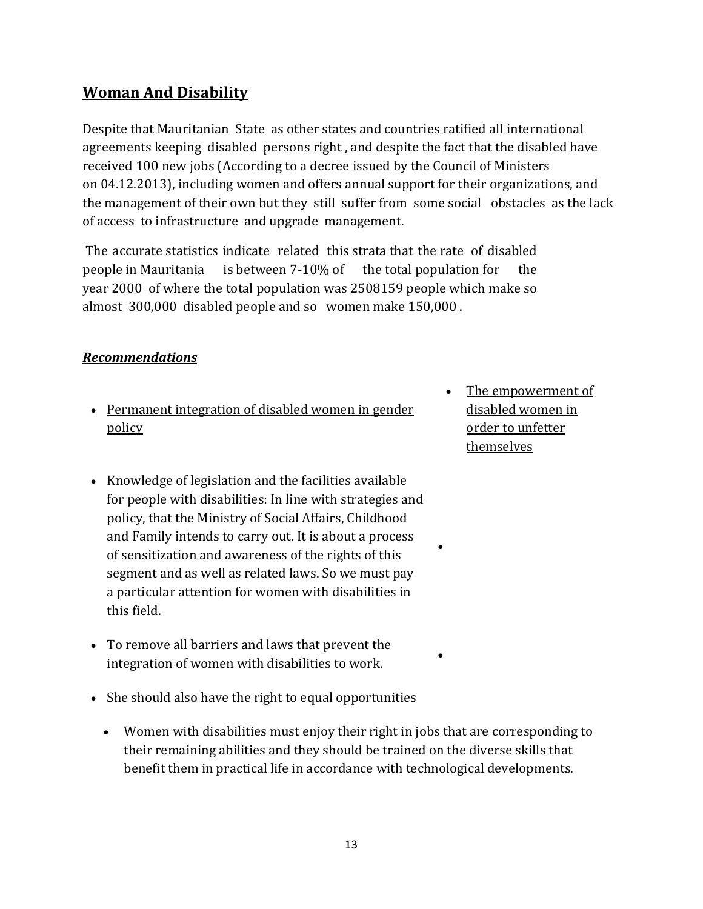## Woman And Disability

Despite that Mauritanian State as other states and countries ratified all international agreements keeping disabled persons right , and despite the fact that the disabled have received 100 new jobs (According to a decree issued by the Council of Ministers on 04.12.2013), including women and offers annual support for their organizations, and the management of their own but they still suffer from some social obstacles as the lack of access to infrastructure and upgrade management.

The accurate statistics indicate related this strata that the rate of disabled people in Mauritania is between 7-10% of the total population for the year 2000 of where the total population was 2508159 people which make so almost 300,000 disabled people and so women make 150,000 .

### *Recommendations*

- Permanent integration of disabled women in gender policy
- The empowerment of disabled women in order to unfetter themselves
- Knowledge of legislation and the facilities available for people with disabilities: In line with strategies and policy, that the Ministry of Social Affairs, Childhood and Family intends to carry out. It is about a process of sensitization and awareness of the rights of this segment and as well as related laws. So we must pay a particular attention for women with disabilities in this field.
- To remove all barriers and laws that prevent the integration of women with disabilities to work.
- She should also have the right to equal opportunities
  - Women with disabilities must enjoy their right in jobs that are corresponding to their remaining abilities and they should be trained on the diverse skills that benefit them in practical life in accordance with technological developments.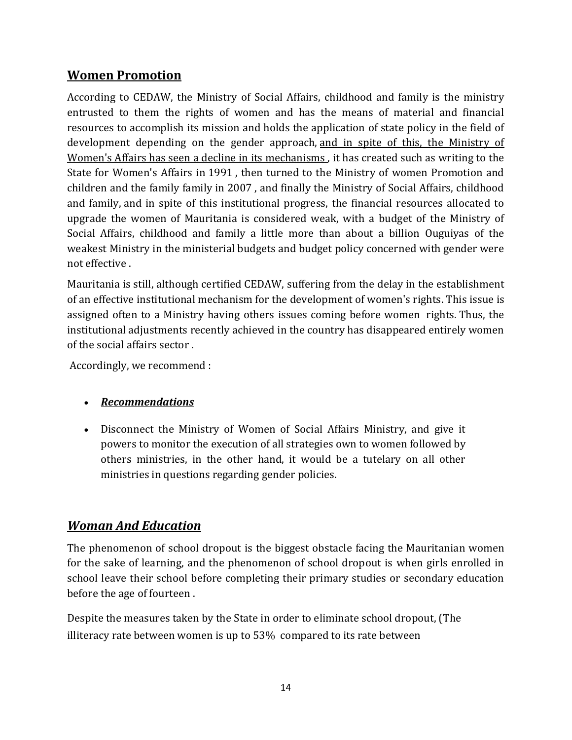## Women Promotion

According to CEDAW, the Ministry of Social Affairs, childhood and family is the ministry entrusted to them the rights of women and has the means of material and financial resources to accomplish its mission and holds the application of state policy in the field of development depending on the gender approach, <u>and in spite of this, the Ministry of Women's Affairs has seen a decline in its mechanisms</u> , it has created such as writing to the State for Women's Affairs in 1991 , then turned to the Ministry of women Promotion and children and the family family in 2007 , and finally the Ministry of Social Affairs, childhood and family, and in spite of this institutional progress, the financial resources allocated to upgrade the women of Mauritania is considered weak, with a budget of the Ministry of Social Affairs, childhood and family a little more than about a billion Ouguiyas of the weakest Ministry in the ministerial budgets and budget policy concerned with gender were not effective .

Mauritania is still, although certified CEDAW, suffering from the delay in the establishment of an effective institutional mechanism for the development of women's rights. This issue is assigned often to a Ministry having others issues coming before women rights. Thus, the institutional adjustments recently achieved in the country has disappeared entirely women of the social affairs sector .

Accordingly, we recommend :

- ***Recommendations***
- Disconnect the Ministry of Women of Social Affairs Ministry, and give it powers to monitor the execution of all strategies own to women followed by others ministries, in the other hand, it would be a tutelary on all other ministries in questions regarding gender policies.

## *Woman And Education*

The phenomenon of school dropout is the biggest obstacle facing the Mauritanian women for the sake of learning, and the phenomenon of school dropout is when girls enrolled in school leave their school before completing their primary studies or secondary education before the age of fourteen .

Despite the measures taken by the State in order to eliminate school dropout, (The illiteracy rate between women is up to 53% compared to its rate between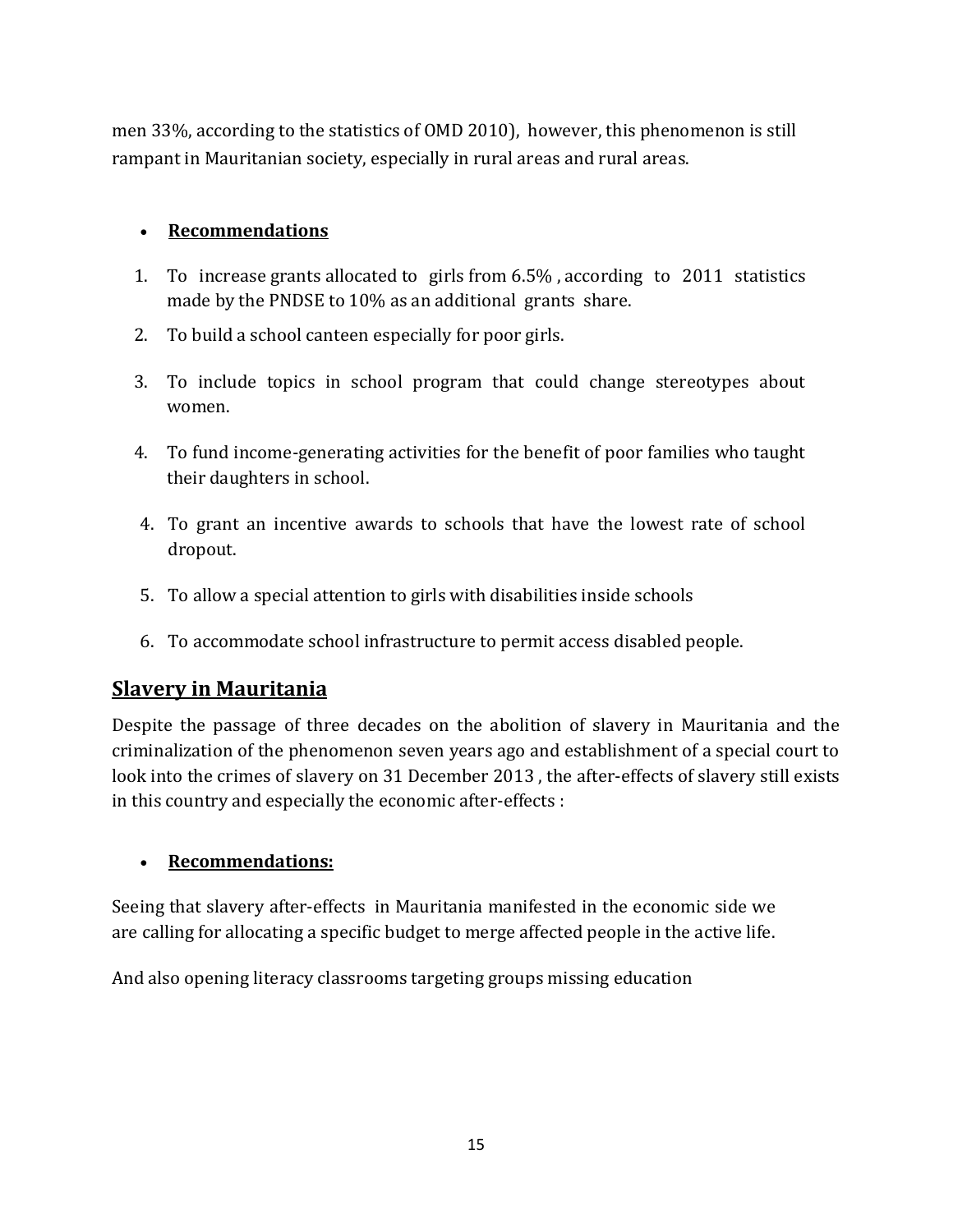men 33%, according to the statistics of OMD 2010), however, this phenomenon is still rampant in Mauritanian society, especially in rural areas and rural areas.

- **Recommendations**

1. To increase grants allocated to girls from 6.5% , according to 2011 statistics made by the PNDSE to 10% as an additional grants share.
2. To build a school canteen especially for poor girls.
3. To include topics in school program that could change stereotypes about women.
4. To fund income-generating activities for the benefit of poor families who taught their daughters in school.
4. To grant an incentive awards to schools that have the lowest rate of school dropout.
5. To allow a special attention to girls with disabilities inside schools
6. To accommodate school infrastructure to permit access disabled people.

## Slavery in Mauritania

Despite the passage of three decades on the abolition of slavery in Mauritania and the criminalization of the phenomenon seven years ago and establishment of a special court to look into the crimes of slavery on 31 December 2013 , the after-effects of slavery still exists in this country and especially the economic after-effects :

- **Recommendations:**

Seeing that slavery after-effects in Mauritania manifested in the economic side we are calling for allocating a specific budget to merge affected people in the active life.

And also opening literacy classrooms targeting groups missing education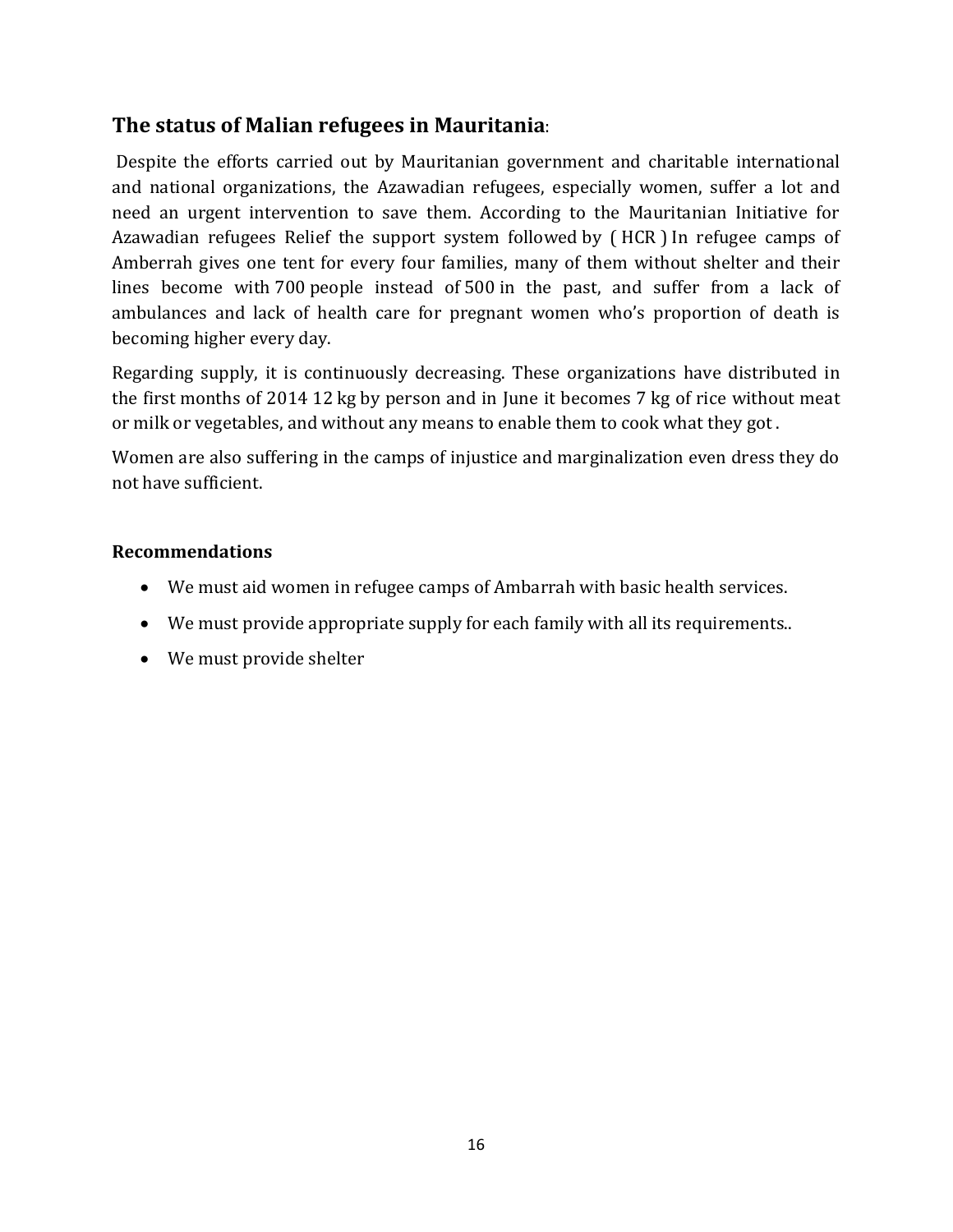## The status of Malian refugees in Mauritania:

Despite the efforts carried out by Mauritanian government and charitable international and national organizations, the Azawadian refugees, especially women, suffer a lot and need an urgent intervention to save them. According to the Mauritanian Initiative for Azawadian refugees Relief the support system followed by ( HCR ) In refugee camps of Amberrah gives one tent for every four families, many of them without shelter and their lines become with 700 people instead of 500 in the past, and suffer from a lack of ambulances and lack of health care for pregnant women who's proportion of death is becoming higher every day.

Regarding supply, it is continuously decreasing. These organizations have distributed in the first months of 2014 12 kg by person and in June it becomes 7 kg of rice without meat or milk or vegetables, and without any means to enable them to cook what they got .

Women are also suffering in the camps of injustice and marginalization even dress they do not have sufficient.

**Recommendations**

- We must aid women in refugee camps of Ambarrah with basic health services.
- We must provide appropriate supply for each family with all its requirements..
- We must provide shelter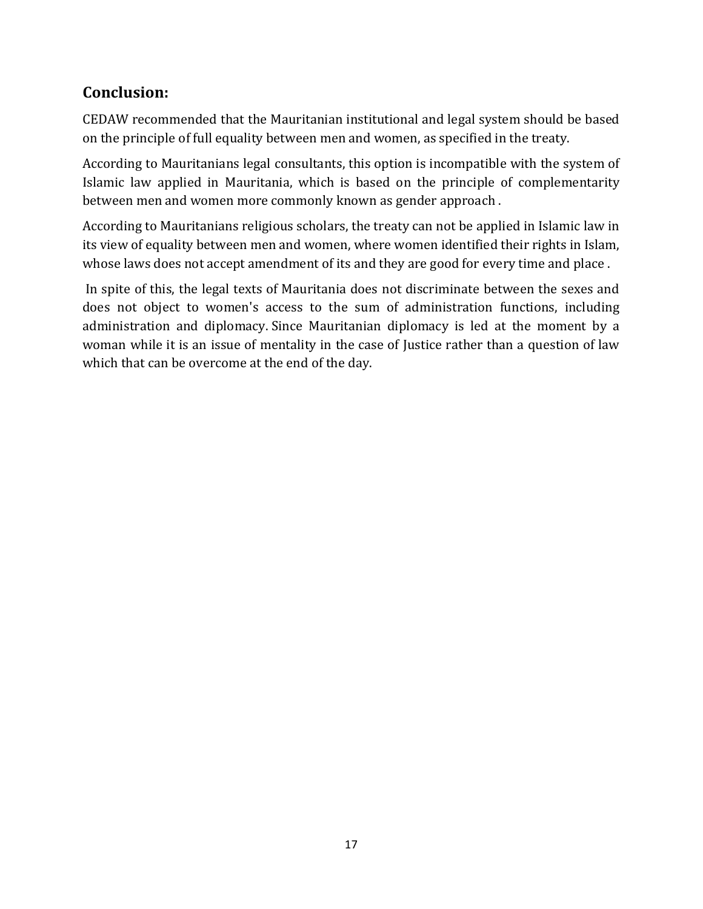## Conclusion:

CEDAW recommended that the Mauritanian institutional and legal system should be based on the principle of full equality between men and women, as specified in the treaty.

According to Mauritanians legal consultants, this option is incompatible with the system of Islamic law applied in Mauritania, which is based on the principle of complementarity between men and women more commonly known as gender approach .

According to Mauritanians religious scholars, the treaty can not be applied in Islamic law in its view of equality between men and women, where women identified their rights in Islam, whose laws does not accept amendment of its and they are good for every time and place .

In spite of this, the legal texts of Mauritania does not discriminate between the sexes and does not object to women's access to the sum of administration functions, including administration and diplomacy. Since Mauritanian diplomacy is led at the moment by a woman while it is an issue of mentality in the case of Justice rather than a question of law which that can be overcome at the end of the day.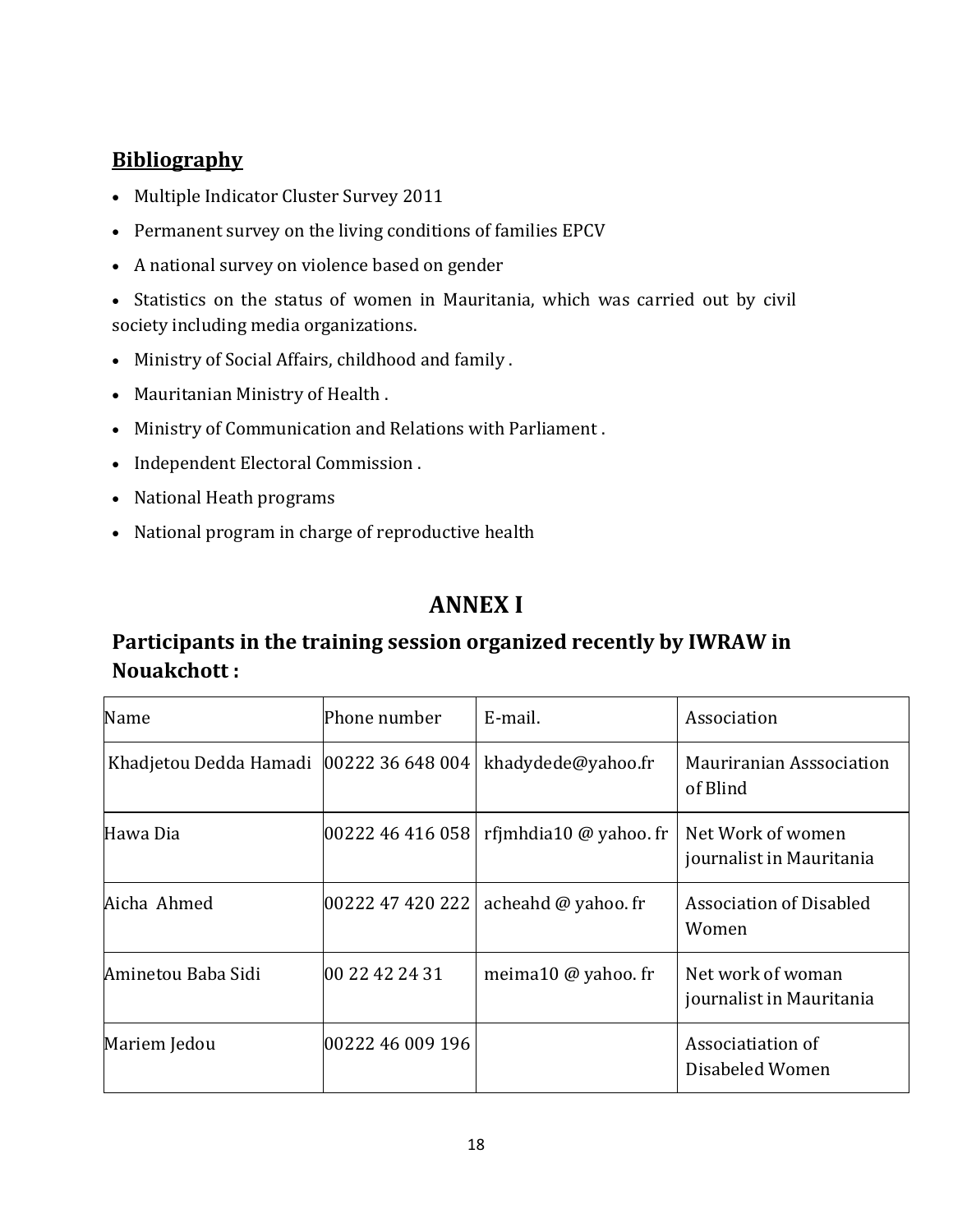## Bibliography

- Multiple Indicator Cluster Survey 2011
- Permanent survey on the living conditions of families EPCV
- A national survey on violence based on gender
- Statistics on the status of women in Mauritania, which was carried out by civil society including media organizations.
- Ministry of Social Affairs, childhood and family .
- Mauritanian Ministry of Health .
- Ministry of Communication and Relations with Parliament .
- Independent Electoral Commission .
- National Heath programs
- National program in charge of reproductive health

# ANNEX I

## Participants in the training session organized recently by IWRAW in Nouakchott :

| Name | Phone number | E-mail. | Association |
|---|---|---|---|
| Khadjetou Dedda Hamadi | 00222 36 648 004 | khadydede@yahoo.fr | Mauriranian Asssociation of Blind |
| Hawa Dia | 00222 46 416 058 | rfjmhdia10 @ yahoo. fr | Net Work of women journalist in Mauritania |
| Aicha Ahmed | 00222 47 420 222 | acheahd @ yahoo. fr | Association of Disabled Women |
| Aminetou Baba Sidi | 00 22 42 24 31 | meima10 @ yahoo. fr | Net work of woman journalist in Mauritania |
| Mariem Jedou | 00222 46 009 196 | | Associatiation of Disabeled Women |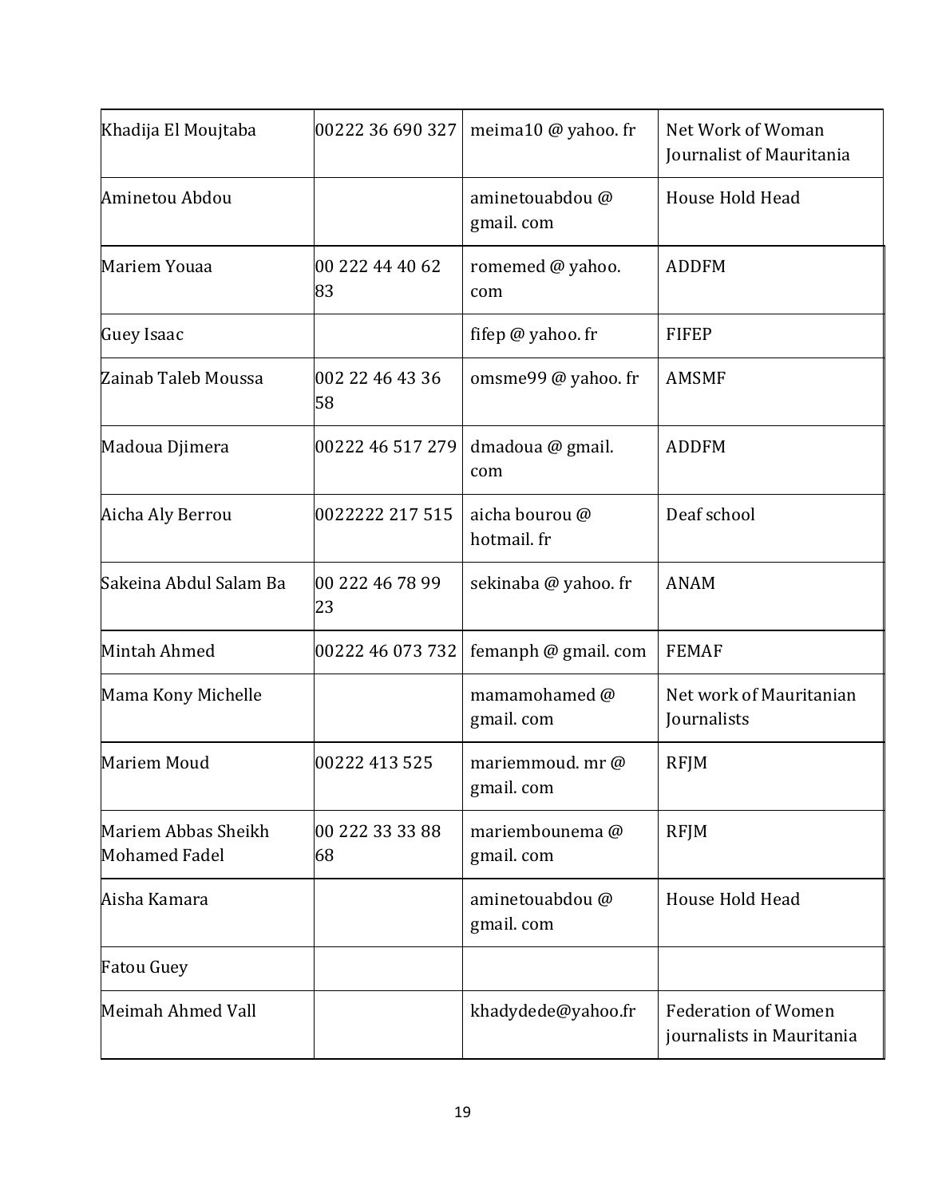| | | | |
|---|---|---|---|
| Khadija El Moujtaba | 00222 36 690 327 | meima10 @ yahoo. fr | Net Work of Woman Journalist of Mauritania |
| Aminetou Abdou | | aminetouabdou @ gmail. com | House Hold Head |
| Mariem Youaa | 00 222 44 40 62 83 | romemed @ yahoo. com | ADDFM |
| Guey Isaac | | fifep @ yahoo. fr | FIFEP |
| Zainab Taleb Moussa | 002 22 46 43 36 58 | omsme99 @ yahoo. fr | AMSMF |
| Madoua Djimera | 00222 46 517 279 | dmadoua @ gmail. com | ADDFM |
| Aicha Aly Berrou | 0022222 217 515 | aicha bourou @ hotmail. fr | Deaf school |
| Sakeina Abdul Salam Ba | 00 222 46 78 99 23 | sekinaba @ yahoo. fr | ANAM |
| Mintah Ahmed | 00222 46 073 732 | femanph @ gmail. com | FEMAF |
| Mama Kony Michelle | | mamamohamed @ gmail. com | Net work of Mauritanian Journalists |
| Mariem Moud | 00222 413 525 | mariemmoud. mr @ gmail. com | RFJM |
| Mariem Abbas Sheikh Mohamed Fadel | 00 222 33 33 88 68 | mariembounema @ gmail. com | RFJM |
| Aisha Kamara | | aminetouabdou @ gmail. com | House Hold Head |
| Fatou Guey | | | |
| Meimah Ahmed Vall | | khadydede@yahoo.fr | Federation of Women journalists in Mauritania |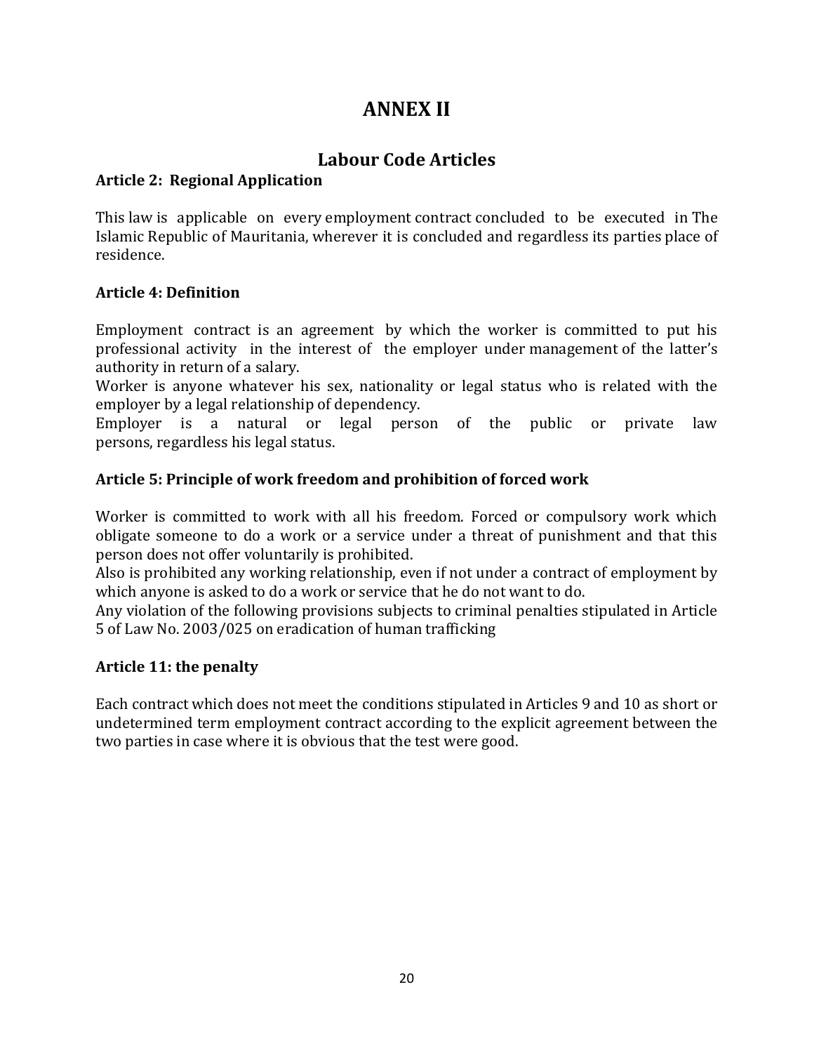# ANNEX II

## Labour Code Articles

### Article 2: Regional Application

This law is applicable on every employment contract concluded to be executed in The Islamic Republic of Mauritania, wherever it is concluded and regardless its parties place of residence.

### Article 4: Definition

Employment contract is an agreement by which the worker is committed to put his professional activity in the interest of the employer under management of the latter's authority in return of a salary.

Worker is anyone whatever his sex, nationality or legal status who is related with the employer by a legal relationship of dependency.

Employer is a natural or legal person of the public or private law persons, regardless his legal status.

### Article 5: Principle of work freedom and prohibition of forced work

Worker is committed to work with all his freedom. Forced or compulsory work which obligate someone to do a work or a service under a threat of punishment and that this person does not offer voluntarily is prohibited.

Also is prohibited any working relationship, even if not under a contract of employment by which anyone is asked to do a work or service that he do not want to do.

Any violation of the following provisions subjects to criminal penalties stipulated in Article 5 of Law No. 2003/025 on eradication of human trafficking

### Article 11: the penalty

Each contract which does not meet the conditions stipulated in Articles 9 and 10 as short or undetermined term employment contract according to the explicit agreement between the two parties in case where it is obvious that the test were good.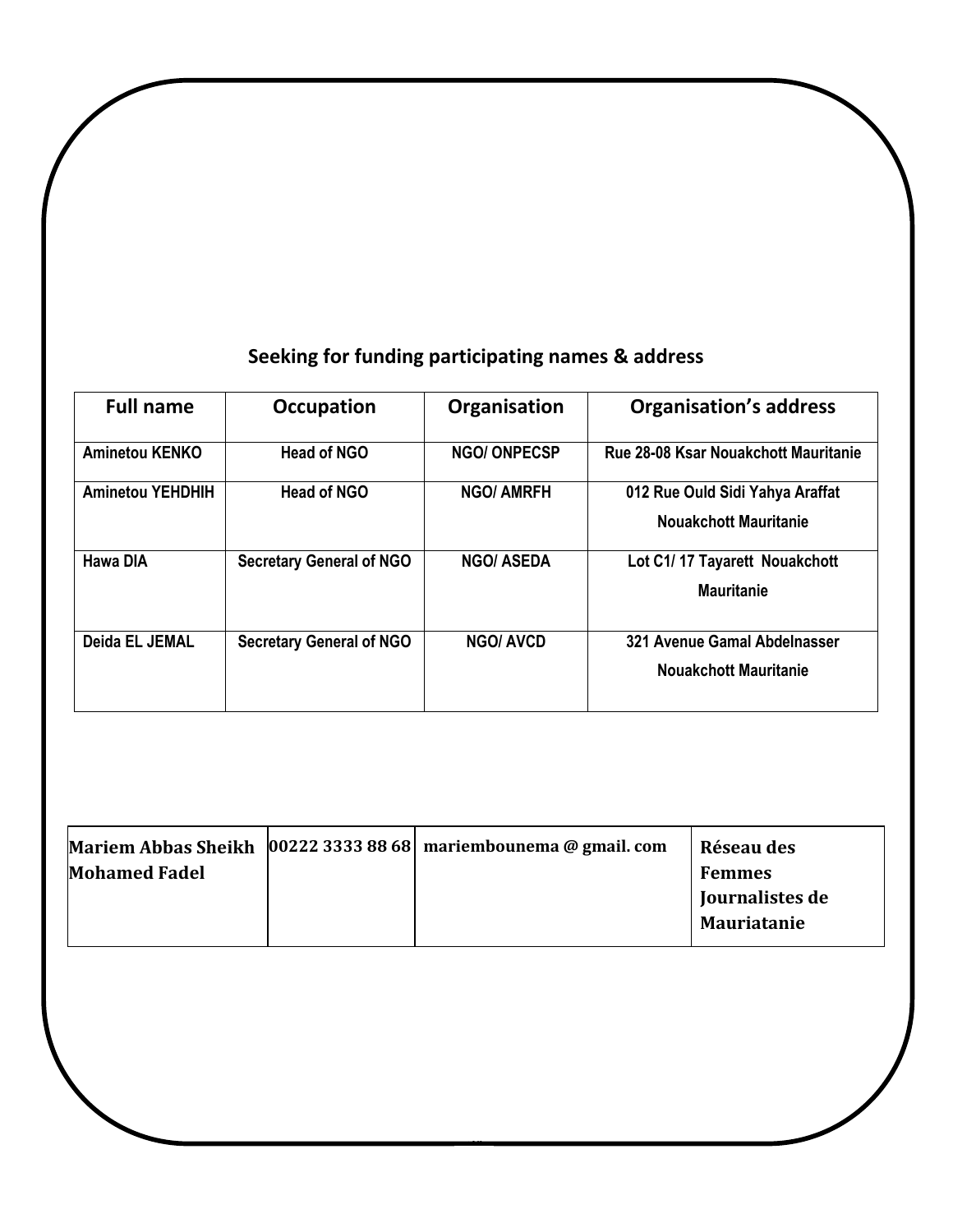## Seeking for funding participating names & address

| Full name | Occupation | Organisation | Organisation's address |
|---|---|---|---|
| Aminetou KENKO | Head of NGO | NGO/ ONPECSP | Rue 28-08 Ksar Nouakchott Mauritanie |
| Aminetou YEHDHIH | Head of NGO | NGO/ AMRFH | 012 Rue Ould Sidi Yahya Araffat Nouakchott Mauritanie |
| Hawa DIA | Secretary General of NGO | NGO/ ASEDA | Lot C1/ 17 Tayarett Nouakchott Mauritanie |
| Deida EL JEMAL | Secretary General of NGO | NGO/ AVCD | 321 Avenue Gamal Abdelnasser Nouakchott Mauritanie |

| | | | |
|---|---|---|---|
| **Mariem Abbas Sheikh Mohamed Fadel** | **00222 3333 88 68** | **mariembounema @ gmail. com** | **Réseau des Femmes Journalistes de Mauriatanie** |